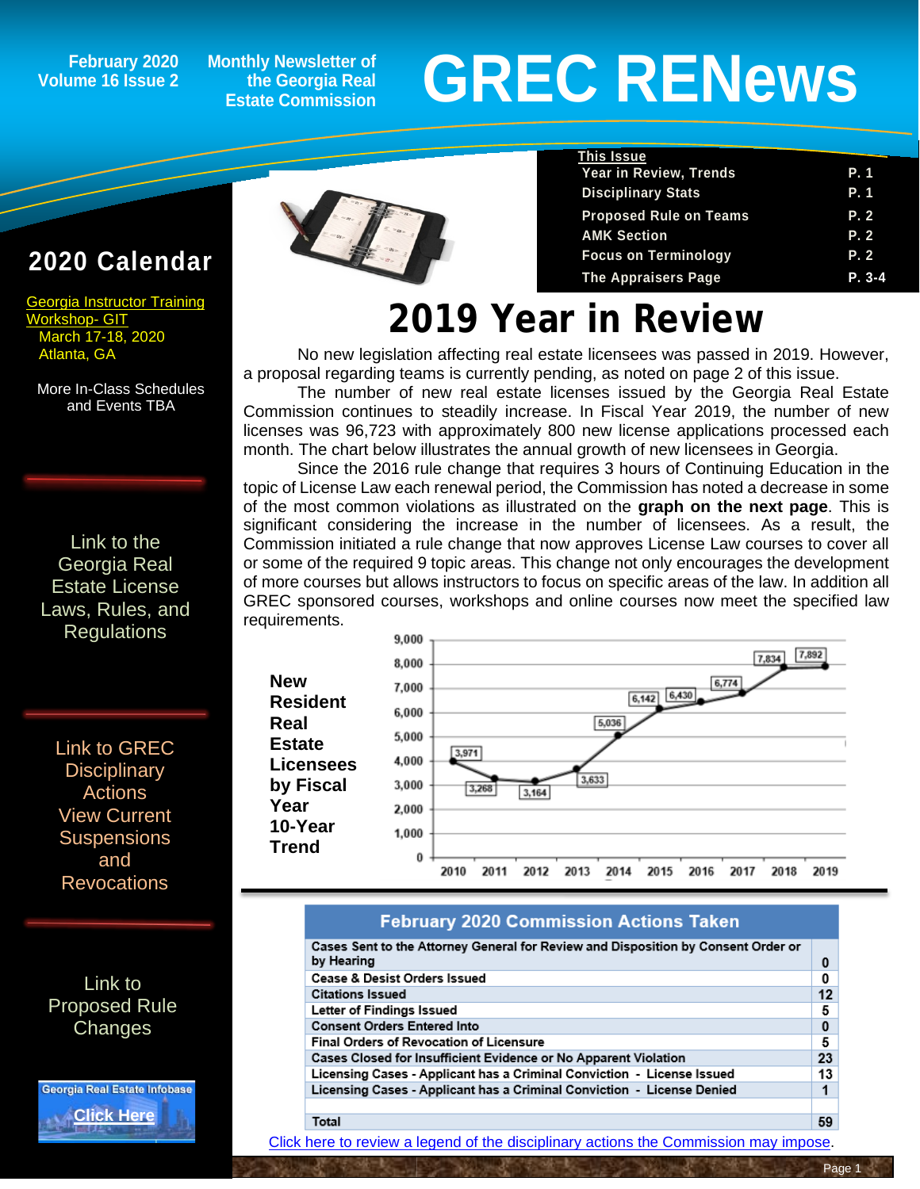February 2020
Volume 16 Issue 2

Monthly Newsletter of the Georgia Real Estate Commission

# GREC RENews

**This Issue**

| | |
|---|---|
| Year in Review, Trends | P. 1 |
| Disciplinary Stats | P. 1 |
| Proposed Rule on Teams | P. 2 |
| AMK Section | P. 2 |
| Focus on Terminology | P. 2 |
| The Appraisers Page | P. 3-4 |

## 2020 Calendar

Georgia Instructor Training Workshop- GIT
March 17-18, 2020
Atlanta, GA

More In-Class Schedules and Events TBA

Link to the Georgia Real Estate License Laws, Rules, and Regulations

Link to GREC Disciplinary Actions View Current Suspensions and Revocations

Link to Proposed Rule Changes

Georgia Real Estate Infobase Click Here

# 2019 Year in Review

No new legislation affecting real estate licensees was passed in 2019. However, a proposal regarding teams is currently pending, as noted on page 2 of this issue.

The number of new real estate licenses issued by the Georgia Real Estate Commission continues to steadily increase. In Fiscal Year 2019, the number of new licenses was 96,723 with approximately 800 new license applications processed each month. The chart below illustrates the annual growth of new licensees in Georgia.

Since the 2016 rule change that requires 3 hours of Continuing Education in the topic of License Law each renewal period, the Commission has noted a decrease in some of the most common violations as illustrated on the **graph on the next page**. This is significant considering the increase in the number of licensees. As a result, the Commission initiated a rule change that now approves License Law courses to cover all or some of the required 9 topic areas. This change not only encourages the development of more courses but allows instructors to focus on specific areas of the law. In addition all GREC sponsored courses, workshops and online courses now meet the specified law requirements.

**New Resident Real Estate Licensees by Fiscal Year 10-Year Trend**

| Fiscal Year | New Licensees |
|---|---|
| 2010 | 3,971 |
| 2011 | 3,268 |
| 2012 | 3,164 |
| 2013 | 3,633 |
| 2014 | 5,036 |
| 2015 | 6,142 |
| 2016 | 6,430 |
| 2017 | 6,774 |
| 2018 | 7,834 |
| 2019 | 7,892 |

| February 2020 Commission Actions Taken | |
|---|---|
| Cases Sent to the Attorney General for Review and Disposition by Consent Order or by Hearing | 0 |
| Cease & Desist Orders Issued | 0 |
| Citations Issued | 12 |
| Letter of Findings Issued | 5 |
| Consent Orders Entered Into | 0 |
| Final Orders of Revocation of Licensure | 5 |
| Cases Closed for Insufficient Evidence or No Apparent Violation | 23 |
| Licensing Cases - Applicant has a Criminal Conviction - License Issued | 13 |
| Licensing Cases - Applicant has a Criminal Conviction - License Denied | 1 |
| | |
| Total | 59 |

Click here to review a legend of the disciplinary actions the Commission may impose.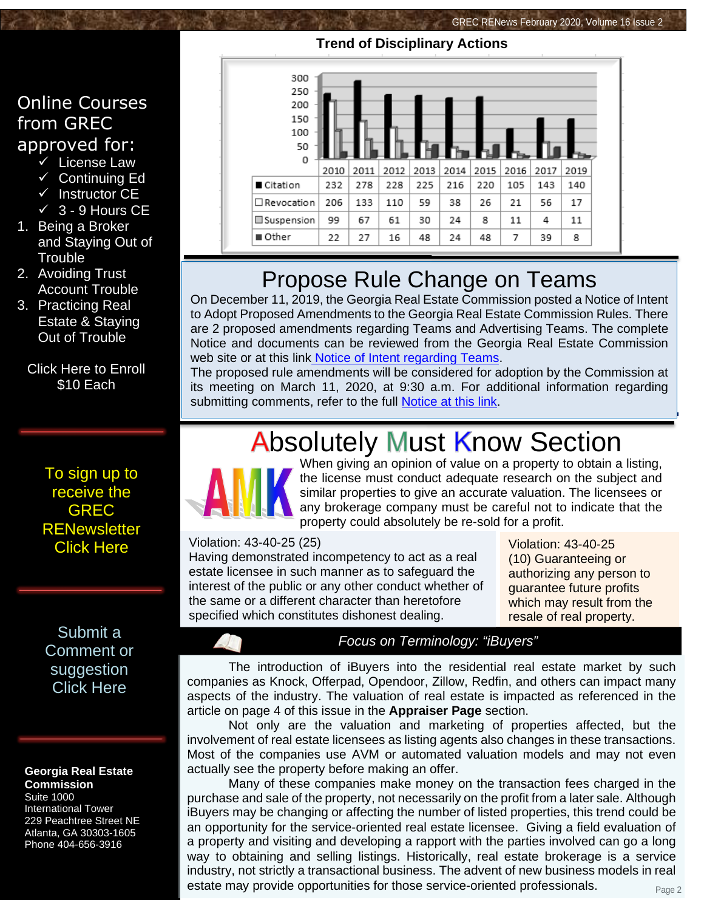## Online Courses from GREC approved for:

- ✓ License Law
- ✓ Continuing Ed
- ✓ Instructor CE
- ✓ 3 - 9 Hours CE

1. Being a Broker and Staying Out of Trouble
2. Avoiding Trust Account Trouble
3. Practicing Real Estate & Staying Out of Trouble

Click Here to Enroll
$10 Each

To sign up to receive the GREC RENewsletter Click Here

Submit a Comment or suggestion Click Here

**Georgia Real Estate Commission**
Suite 1000
International Tower
229 Peachtree Street NE
Atlanta, GA 30303-1605
Phone 404-656-3916

## Trend of Disciplinary Actions

| | 2010 | 2011 | 2012 | 2013 | 2014 | 2015 | 2016 | 2017 | 2019 |
|---|---|---|---|---|---|---|---|---|---|
| Citation | 232 | 278 | 228 | 225 | 216 | 220 | 105 | 143 | 140 |
| Revocation | 206 | 133 | 110 | 59 | 38 | 26 | 21 | 56 | 17 |
| Suspension | 99 | 67 | 61 | 30 | 24 | 8 | 11 | 4 | 11 |
| Other | 22 | 27 | 16 | 48 | 24 | 48 | 7 | 39 | 8 |

# Propose Rule Change on Teams

On December 11, 2019, the Georgia Real Estate Commission posted a Notice of Intent to Adopt Proposed Amendments to the Georgia Real Estate Commission Rules. There are 2 proposed amendments regarding Teams and Advertising Teams. The complete Notice and documents can be reviewed from the Georgia Real Estate Commission web site or at this link Notice of Intent regarding Teams.
The proposed rule amendments will be considered for adoption by the Commission at its meeting on March 11, 2020, at 9:30 a.m. For additional information regarding submitting comments, refer to the full Notice at this link.

# Absolutely Must Know Section

When giving an opinion of value on a property to obtain a listing, the license must conduct adequate research on the subject and similar properties to give an accurate valuation. The licensees or any brokerage company must be careful not to indicate that the property could absolutely be re-sold for a profit.

Violation: 43-40-25 (25)
Having demonstrated incompetency to act as a real estate licensee in such manner as to safeguard the interest of the public or any other conduct whether of the same or a different character than heretofore specified which constitutes dishonest dealing.

Violation: 43-40-25
(10) Guaranteeing or authorizing any person to guarantee future profits which may result from the resale of real property.

### *Focus on Terminology: "iBuyers"*

The introduction of iBuyers into the residential real estate market by such companies as Knock, Offerpad, Opendoor, Zillow, Redfin, and others can impact many aspects of the industry. The valuation of real estate is impacted as referenced in the article on page 4 of this issue in the **Appraiser Page** section.

Not only are the valuation and marketing of properties affected, but the involvement of real estate licensees as listing agents also changes in these transactions. Most of the companies use AVM or automated valuation models and may not even actually see the property before making an offer.

Many of these companies make money on the transaction fees charged in the purchase and sale of the property, not necessarily on the profit from a later sale. Although iBuyers may be changing or affecting the number of listed properties, this trend could be an opportunity for the service-oriented real estate licensee. Giving a field evaluation of a property and visiting and developing a rapport with the parties involved can go a long way to obtaining and selling listings. Historically, real estate brokerage is a service industry, not strictly a transactional business. The advent of new business models in real estate may provide opportunities for those service-oriented professionals.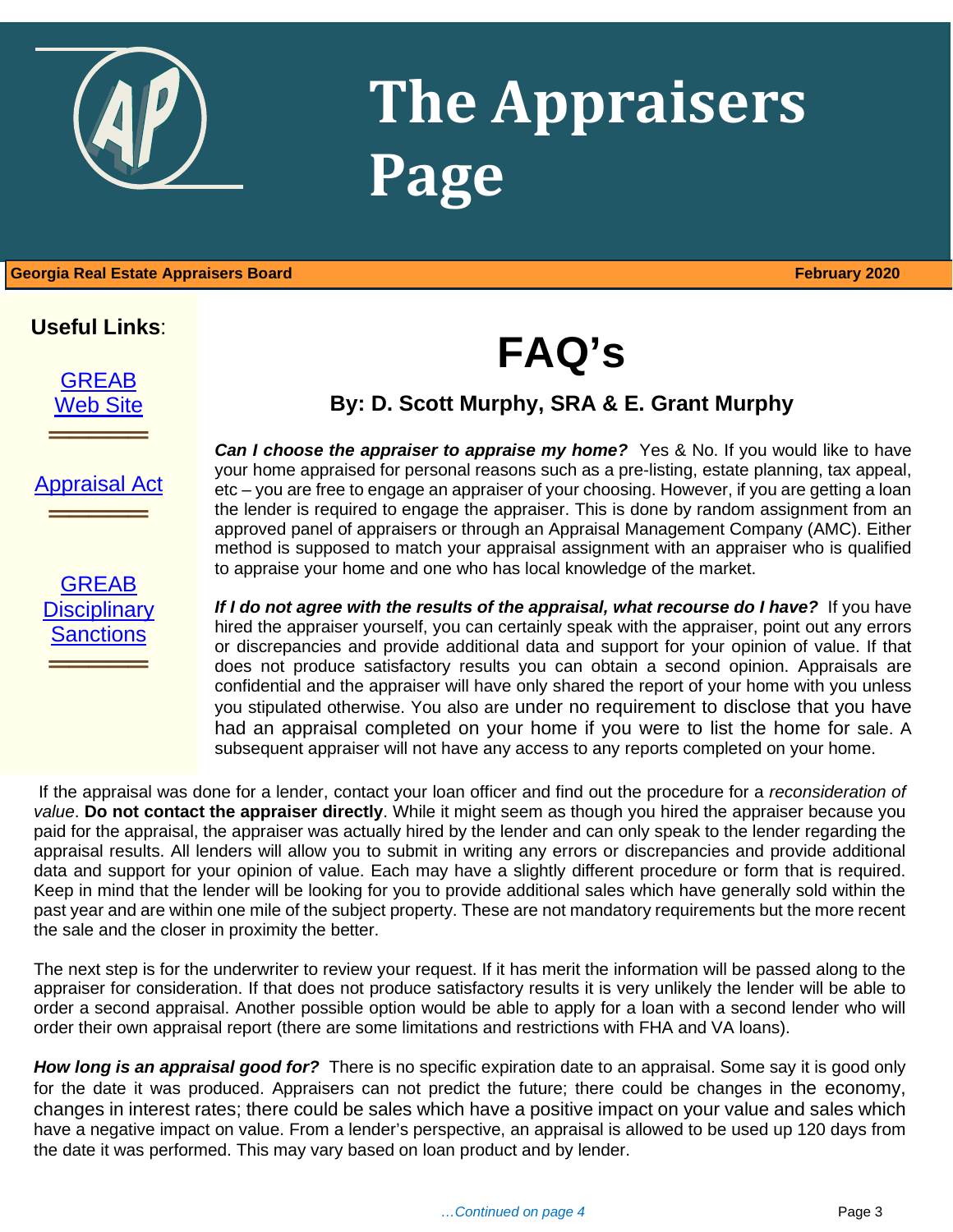# The Appraisers Page

**Georgia Real Estate Appraisers Board** | **February 2020**

**Useful Links**:

GREAB Web Site

Appraisal Act

GREAB Disciplinary Sanctions

# FAQ's

### By: D. Scott Murphy, SRA & E. Grant Murphy

***Can I choose the appraiser to appraise my home?*** Yes & No. If you would like to have your home appraised for personal reasons such as a pre-listing, estate planning, tax appeal, etc – you are free to engage an appraiser of your choosing. However, if you are getting a loan the lender is required to engage the appraiser. This is done by random assignment from an approved panel of appraisers or through an Appraisal Management Company (AMC). Either method is supposed to match your appraisal assignment with an appraiser who is qualified to appraise your home and one who has local knowledge of the market.

***If I do not agree with the results of the appraisal, what recourse do I have?*** If you have hired the appraiser yourself, you can certainly speak with the appraiser, point out any errors or discrepancies and provide additional data and support for your opinion of value. If that does not produce satisfactory results you can obtain a second opinion. Appraisals are confidential and the appraiser will have only shared the report of your home with you unless you stipulated otherwise. You also are under no requirement to disclose that you have had an appraisal completed on your home if you were to list the home for sale. A subsequent appraiser will not have any access to any reports completed on your home.

If the appraisal was done for a lender, contact your loan officer and find out the procedure for a *reconsideration of value*. **Do not contact the appraiser directly**. While it might seem as though you hired the appraiser because you paid for the appraisal, the appraiser was actually hired by the lender and can only speak to the lender regarding the appraisal results. All lenders will allow you to submit in writing any errors or discrepancies and provide additional data and support for your opinion of value. Each may have a slightly different procedure or form that is required. Keep in mind that the lender will be looking for you to provide additional sales which have generally sold within the past year and are within one mile of the subject property. These are not mandatory requirements but the more recent the sale and the closer in proximity the better.

The next step is for the underwriter to review your request. If it has merit the information will be passed along to the appraiser for consideration. If that does not produce satisfactory results it is very unlikely the lender will be able to order a second appraisal. Another possible option would be able to apply for a loan with a second lender who will order their own appraisal report (there are some limitations and restrictions with FHA and VA loans).

***How long is an appraisal good for?*** There is no specific expiration date to an appraisal. Some say it is good only for the date it was produced. Appraisers can not predict the future; there could be changes in the economy, changes in interest rates; there could be sales which have a positive impact on your value and sales which have a negative impact on value. From a lender's perspective, an appraisal is allowed to be used up 120 days from the date it was performed. This may vary based on loan product and by lender.

*…Continued on page 4*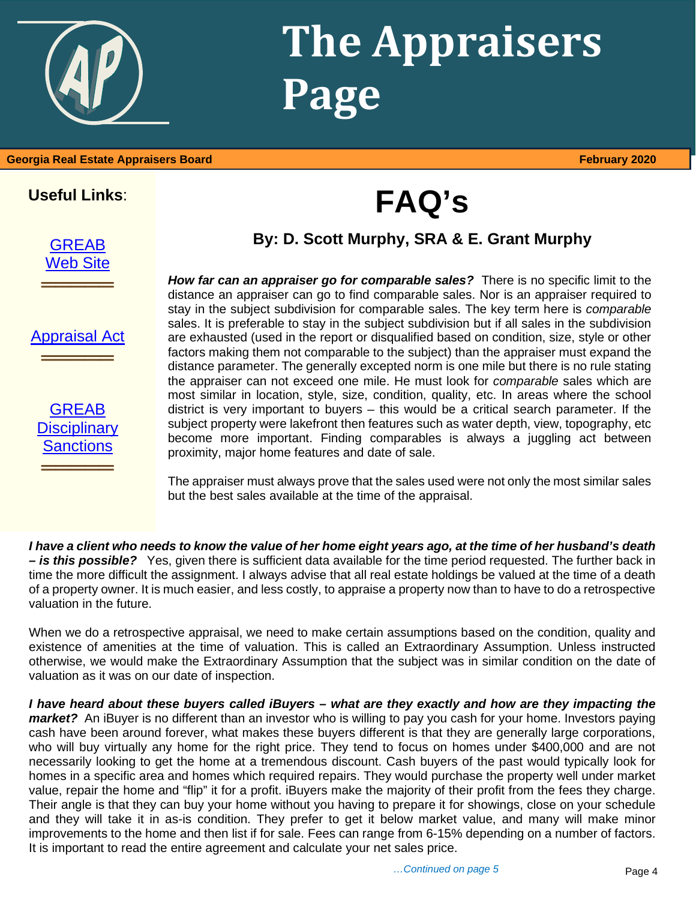# The Appraisers Page

**Georgia Real Estate Appraisers Board** **February 2020**

**Useful Links**:

GREAB Web Site

Appraisal Act

GREAB Disciplinary Sanctions

# FAQ's

### By: D. Scott Murphy, SRA & E. Grant Murphy

***How far can an appraiser go for comparable sales?*** There is no specific limit to the distance an appraiser can go to find comparable sales. Nor is an appraiser required to stay in the subject subdivision for comparable sales. The key term here is *comparable* sales. It is preferable to stay in the subject subdivision but if all sales in the subdivision are exhausted (used in the report or disqualified based on condition, size, style or other factors making them not comparable to the subject) than the appraiser must expand the distance parameter. The generally excepted norm is one mile but there is no rule stating the appraiser can not exceed one mile. He must look for *comparable* sales which are most similar in location, style, size, condition, quality, etc. In areas where the school district is very important to buyers – this would be a critical search parameter. If the subject property were lakefront then features such as water depth, view, topography, etc become more important. Finding comparables is always a juggling act between proximity, major home features and date of sale.

The appraiser must always prove that the sales used were not only the most similar sales but the best sales available at the time of the appraisal.

***I have a client who needs to know the value of her home eight years ago, at the time of her husband's death – is this possible?*** Yes, given there is sufficient data available for the time period requested. The further back in time the more difficult the assignment. I always advise that all real estate holdings be valued at the time of a death of a property owner. It is much easier, and less costly, to appraise a property now than to have to do a retrospective valuation in the future.

When we do a retrospective appraisal, we need to make certain assumptions based on the condition, quality and existence of amenities at the time of valuation. This is called an Extraordinary Assumption. Unless instructed otherwise, we would make the Extraordinary Assumption that the subject was in similar condition on the date of valuation as it was on our date of inspection.

***I have heard about these buyers called iBuyers – what are they exactly and how are they impacting the market?*** An iBuyer is no different than an investor who is willing to pay you cash for your home. Investors paying cash have been around forever, what makes these buyers different is that they are generally large corporations, who will buy virtually any home for the right price. They tend to focus on homes under $400,000 and are not necessarily looking to get the home at a tremendous discount. Cash buyers of the past would typically look for homes in a specific area and homes which required repairs. They would purchase the property well under market value, repair the home and "flip" it for a profit. iBuyers make the majority of their profit from the fees they charge. Their angle is that they can buy your home without you having to prepare it for showings, close on your schedule and they will take it in as-is condition. They prefer to get it below market value, and many will make minor improvements to the home and then list if for sale. Fees can range from 6-15% depending on a number of factors. It is important to read the entire agreement and calculate your net sales price.

*…Continued on page 5*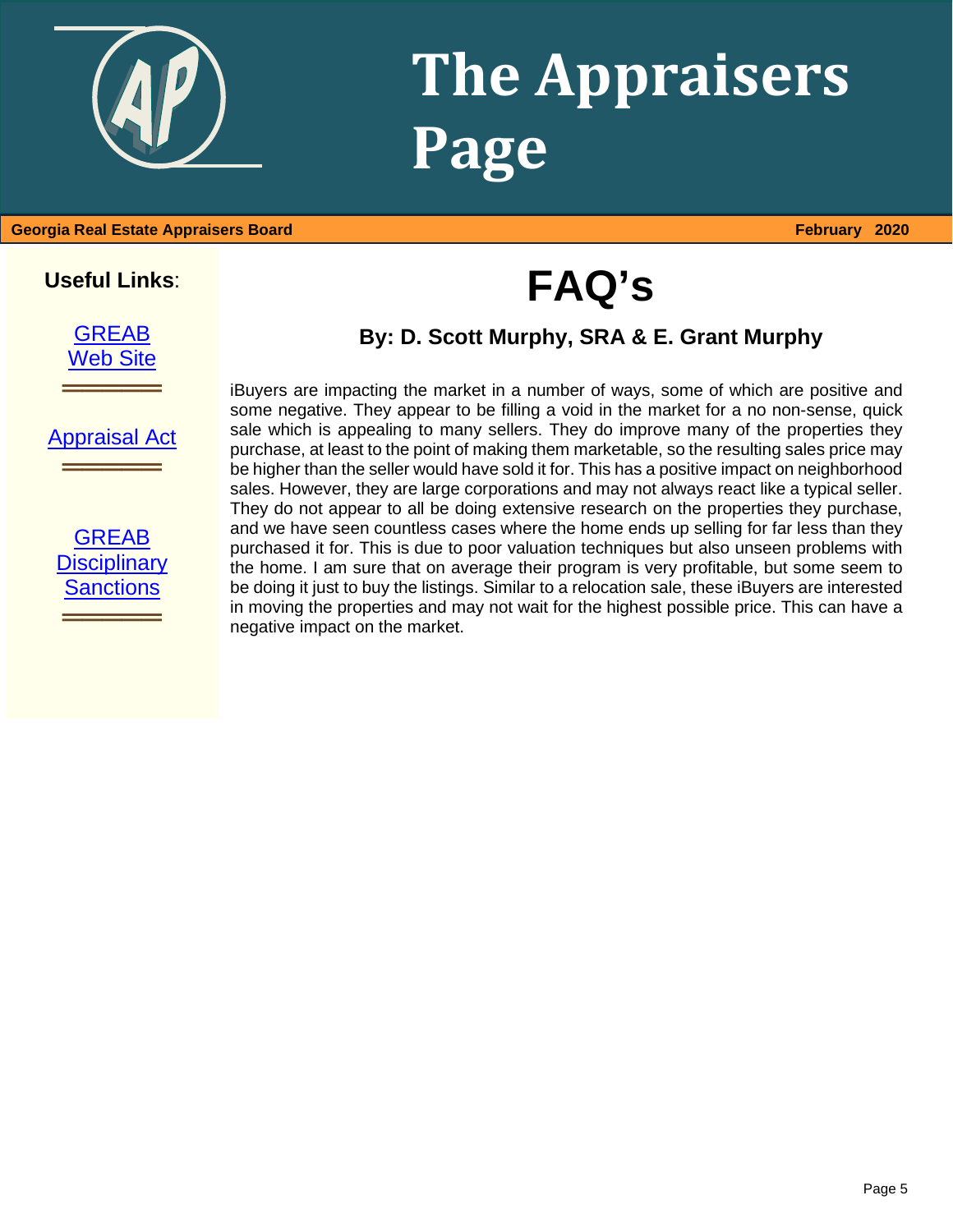# The Appraisers Page

**Georgia Real Estate Appraisers Board** **February 2020**

**Useful Links**:

GREAB Web Site

Appraisal Act

GREAB Disciplinary Sanctions

## FAQ's

### By: D. Scott Murphy, SRA & E. Grant Murphy

iBuyers are impacting the market in a number of ways, some of which are positive and some negative. They appear to be filling a void in the market for a no non-sense, quick sale which is appealing to many sellers. They do improve many of the properties they purchase, at least to the point of making them marketable, so the resulting sales price may be higher than the seller would have sold it for. This has a positive impact on neighborhood sales. However, they are large corporations and may not always react like a typical seller. They do not appear to all be doing extensive research on the properties they purchase, and we have seen countless cases where the home ends up selling for far less than they purchased it for. This is due to poor valuation techniques but also unseen problems with the home. I am sure that on average their program is very profitable, but some seem to be doing it just to buy the listings. Similar to a relocation sale, these iBuyers are interested in moving the properties and may not wait for the highest possible price. This can have a negative impact on the market.